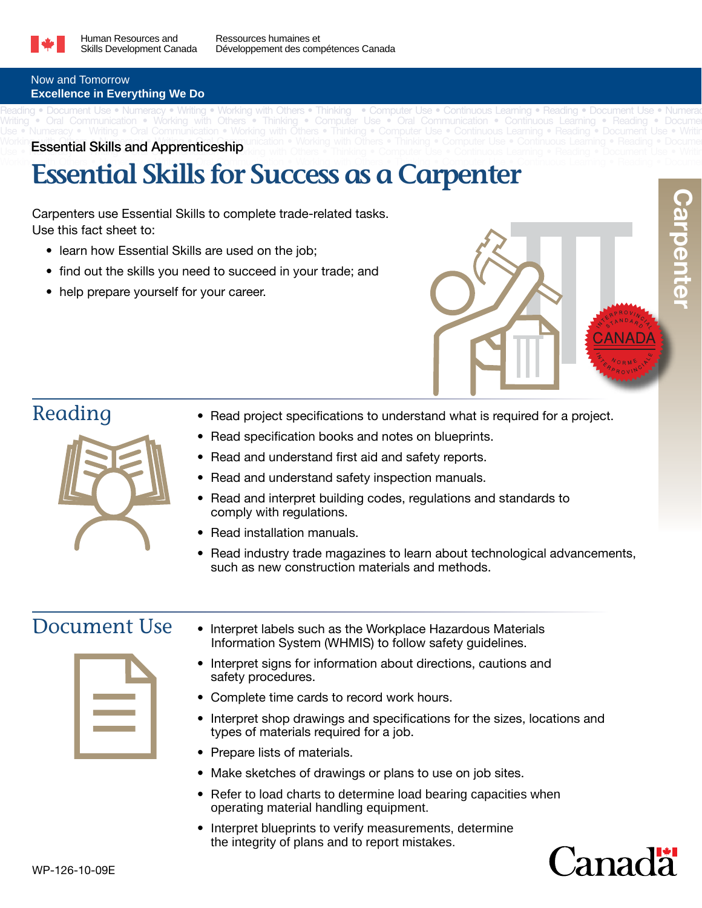Human Resources and Skills Development Canada

Ressources humaines et Développement des compétences Canada

Now and Tomorrow
**Excellence in Everything We Do**

Essential Skills and Apprenticeship

# Essential Skills for Success as a Carpenter

Carpenters use Essential Skills to complete trade-related tasks. Use this fact sheet to:

- learn how Essential Skills are used on the job;
- find out the skills you need to succeed in your trade; and
- help prepare yourself for your career.

## Reading

- Read project specifications to understand what is required for a project.
- Read specification books and notes on blueprints.
- Read and understand first aid and safety reports.
- Read and understand safety inspection manuals.
- Read and interpret building codes, regulations and standards to comply with regulations.
- Read installation manuals.
- Read industry trade magazines to learn about technological advancements, such as new construction materials and methods.

## Document Use

- Interpret labels such as the Workplace Hazardous Materials Information System (WHMIS) to follow safety guidelines.
- Interpret signs for information about directions, cautions and safety procedures.
- Complete time cards to record work hours.
- Interpret shop drawings and specifications for the sizes, locations and types of materials required for a job.
- Prepare lists of materials.
- Make sketches of drawings or plans to use on job sites.
- Refer to load charts to determine load bearing capacities when operating material handling equipment.
- Interpret blueprints to verify measurements, determine the integrity of plans and to report mistakes.

WP-126-10-09E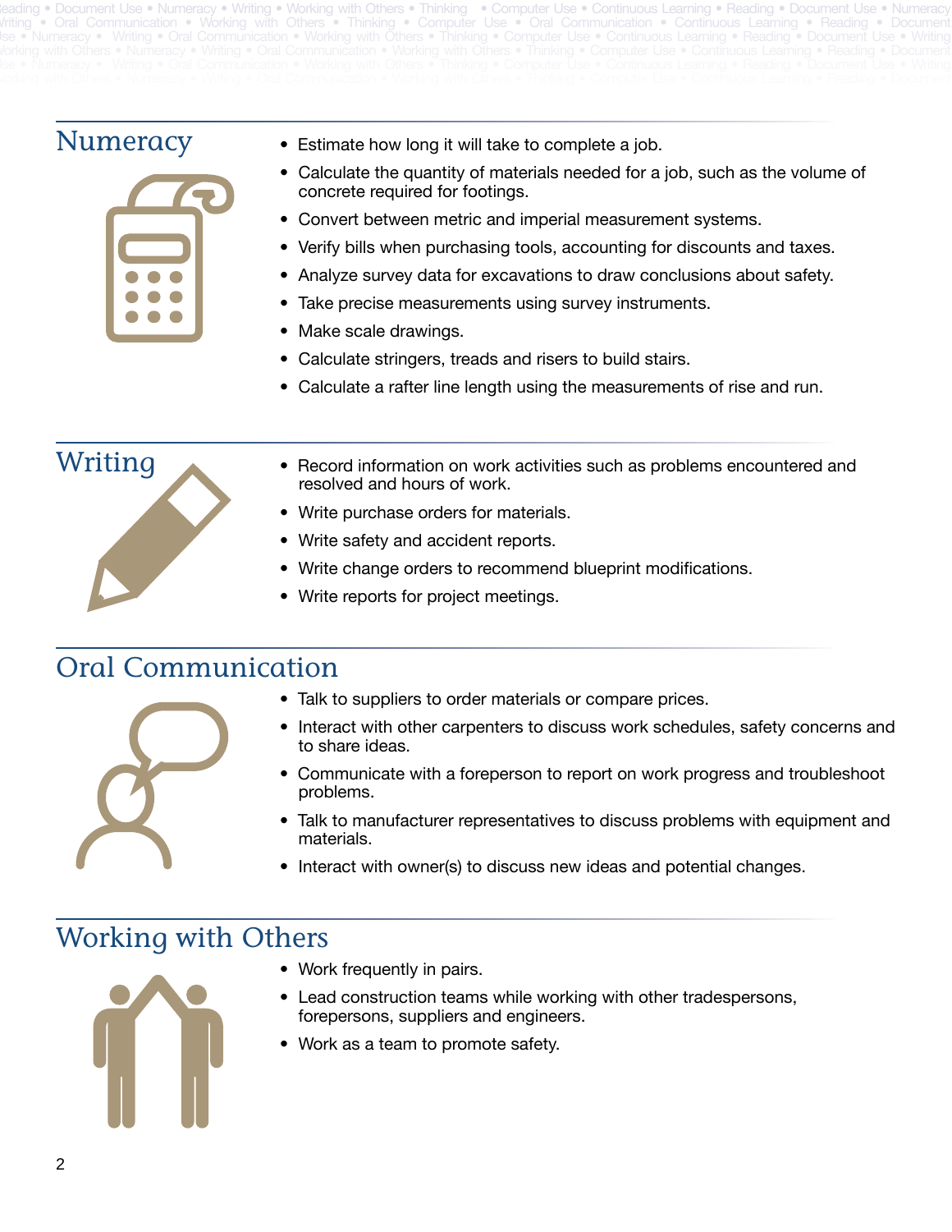## Numeracy

- Estimate how long it will take to complete a job.
- Calculate the quantity of materials needed for a job, such as the volume of concrete required for footings.
- Convert between metric and imperial measurement systems.
- Verify bills when purchasing tools, accounting for discounts and taxes.
- Analyze survey data for excavations to draw conclusions about safety.
- Take precise measurements using survey instruments.
- Make scale drawings.
- Calculate stringers, treads and risers to build stairs.
- Calculate a rafter line length using the measurements of rise and run.

## Writing

- Record information on work activities such as problems encountered and resolved and hours of work.
- Write purchase orders for materials.
- Write safety and accident reports.
- Write change orders to recommend blueprint modifications.
- Write reports for project meetings.

## Oral Communication

- Talk to suppliers to order materials or compare prices.
- Interact with other carpenters to discuss work schedules, safety concerns and to share ideas.
- Communicate with a foreperson to report on work progress and troubleshoot problems.
- Talk to manufacturer representatives to discuss problems with equipment and materials.
- Interact with owner(s) to discuss new ideas and potential changes.

## Working with Others

- Work frequently in pairs.
- Lead construction teams while working with other tradespersons, forepersons, suppliers and engineers.
- Work as a team to promote safety.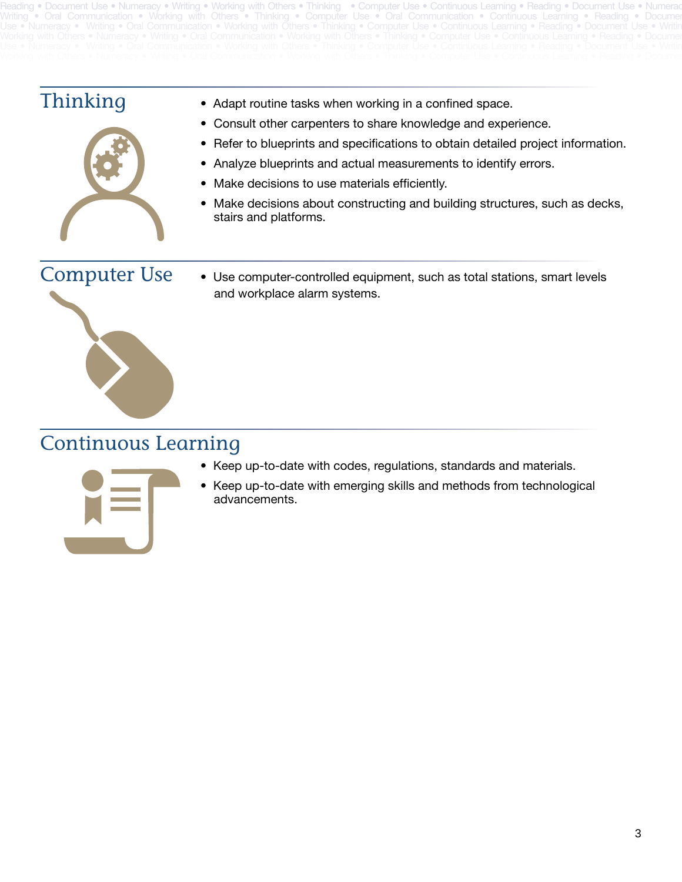## Thinking

- Adapt routine tasks when working in a confined space.
- Consult other carpenters to share knowledge and experience.
- Refer to blueprints and specifications to obtain detailed project information.
- Analyze blueprints and actual measurements to identify errors.
- Make decisions to use materials efficiently.
- Make decisions about constructing and building structures, such as decks, stairs and platforms.

## Computer Use

- Use computer-controlled equipment, such as total stations, smart levels and workplace alarm systems.

## Continuous Learning

- Keep up-to-date with codes, regulations, standards and materials.
- Keep up-to-date with emerging skills and methods from technological advancements.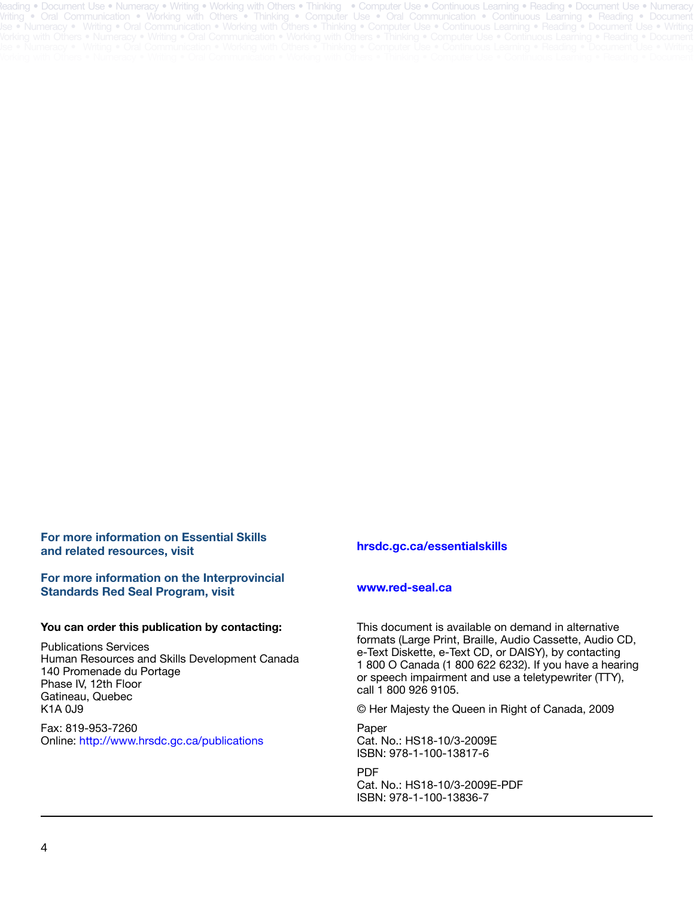**For more information on Essential Skills and related resources, visit**

**hrsdc.gc.ca/essentialskills**

**For more information on the Interprovincial Standards Red Seal Program, visit**

**www.red-seal.ca**

**You can order this publication by contacting:**

Publications Services
Human Resources and Skills Development Canada
140 Promenade du Portage
Phase IV, 12th Floor
Gatineau, Quebec
K1A 0J9

Fax: 819-953-7260
Online: http://www.hrsdc.gc.ca/publications

This document is available on demand in alternative formats (Large Print, Braille, Audio Cassette, Audio CD, e-Text Diskette, e-Text CD, or DAISY), by contacting 1 800 O Canada (1 800 622 6232). If you have a hearing or speech impairment and use a teletypewriter (TTY), call 1 800 926 9105.

© Her Majesty the Queen in Right of Canada, 2009

Paper
Cat. No.: HS18-10/3-2009E
ISBN: 978-1-100-13817-6

PDF
Cat. No.: HS18-10/3-2009E-PDF
ISBN: 978-1-100-13836-7